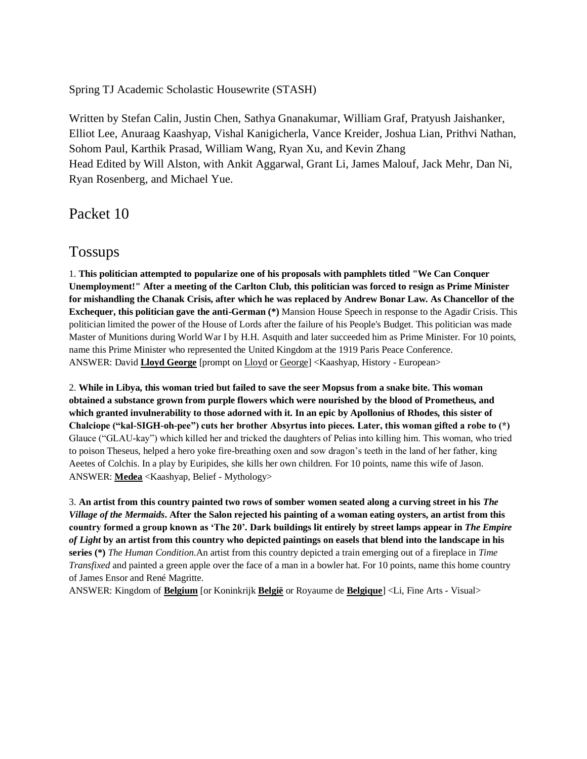Spring TJ Academic Scholastic Housewrite (STASH)

Written by Stefan Calin, Justin Chen, Sathya Gnanakumar, William Graf, Pratyush Jaishanker, Elliot Lee, Anuraag Kaashyap, Vishal Kanigicherla, Vance Kreider, Joshua Lian, Prithvi Nathan, Sohom Paul, Karthik Prasad, William Wang, Ryan Xu, and Kevin Zhang
Head Edited by Will Alston, with Ankit Aggarwal, Grant Li, James Malouf, Jack Mehr, Dan Ni, Ryan Rosenberg, and Michael Yue.

# Packet 10

## Tossups

1. **This politician attempted to popularize one of his proposals with pamphlets titled "We Can Conquer Unemployment!" After a meeting of the Carlton Club, this politician was forced to resign as Prime Minister for mishandling the Chanak Crisis, after which he was replaced by Andrew Bonar Law. As Chancellor of the Exchequer, this politician gave the anti-German (*)** Mansion House Speech in response to the Agadir Crisis. This politician limited the power of the House of Lords after the failure of his People's Budget. This politician was made Master of Munitions during World War I by H.H. Asquith and later succeeded him as Prime Minister. For 10 points, name this Prime Minister who represented the United Kingdom at the 1919 Paris Peace Conference.
ANSWER: David **Lloyd George** [prompt on Lloyd or George] <Kaashyap, History - European>

2. **While in Libya, this woman tried but failed to save the seer Mopsus from a snake bite. This woman obtained a substance grown from purple flowers which were nourished by the blood of Prometheus, and which granted invulnerability to those adorned with it. In an epic by Apollonius of Rhodes, this sister of Chalciope ("kal-SIGH-oh-pee") cuts her brother Absyrtus into pieces. Later, this woman gifted a robe to (*)** Glauce ("GLAU-kay") which killed her and tricked the daughters of Pelias into killing him. This woman, who tried to poison Theseus, helped a hero yoke fire-breathing oxen and sow dragon's teeth in the land of her father, king Aeetes of Colchis. In a play by Euripides, she kills her own children. For 10 points, name this wife of Jason.
ANSWER: **Medea** <Kaashyap, Belief - Mythology>

3. **An artist from this country painted two rows of somber women seated along a curving street in his *The Village of the Mermaids*. After the Salon rejected his painting of a woman eating oysters, an artist from this country formed a group known as 'The 20'. Dark buildings lit entirely by street lamps appear in *The Empire of Light* by an artist from this country who depicted paintings on easels that blend into the landscape in his series (*)** *The Human Condition*.An artist from this country depicted a train emerging out of a fireplace in *Time Transfixed* and painted a green apple over the face of a man in a bowler hat. For 10 points, name this home country of James Ensor and René Magritte.
ANSWER: Kingdom of **Belgium** [or Koninkrijk **België** or Royaume de **Belgique**] <Li, Fine Arts - Visual>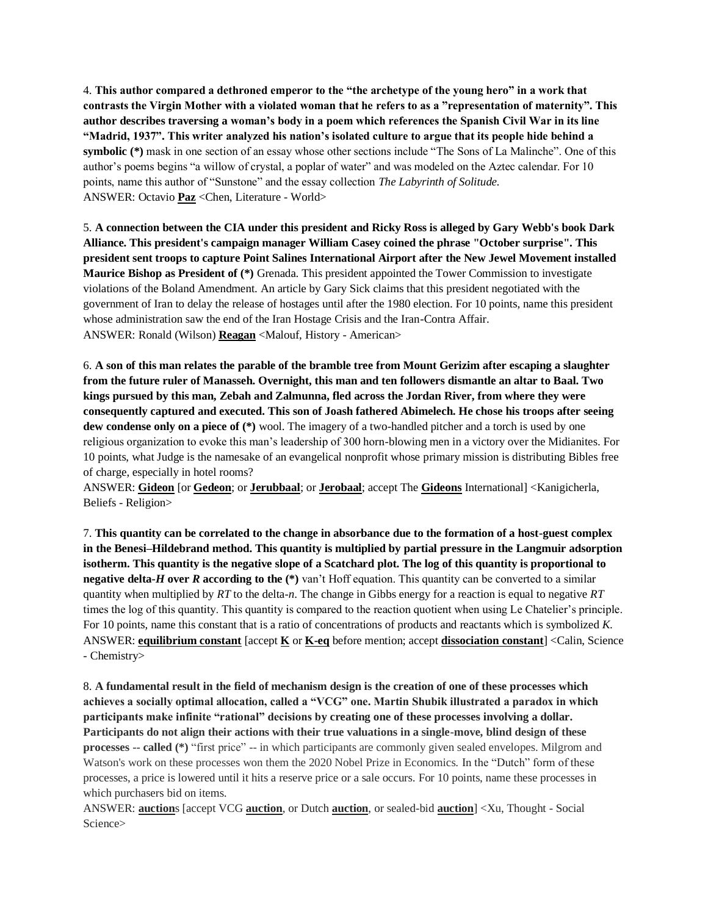4. **This author compared a dethroned emperor to the "the archetype of the young hero" in a work that contrasts the Virgin Mother with a violated woman that he refers to as a "representation of maternity". This author describes traversing a woman's body in a poem which references the Spanish Civil War in its line "Madrid, 1937". This writer analyzed his nation's isolated culture to argue that its people hide behind a symbolic (*)** mask in one section of an essay whose other sections include "The Sons of La Malinche". One of this author's poems begins "a willow of crystal, a poplar of water" and was modeled on the Aztec calendar. For 10 points, name this author of "Sunstone" and the essay collection *The Labyrinth of Solitude.*
ANSWER: Octavio **Paz** <Chen, Literature - World>

5. **A connection between the CIA under this president and Ricky Ross is alleged by Gary Webb's book Dark Alliance. This president's campaign manager William Casey coined the phrase "October surprise". This president sent troops to capture Point Salines International Airport after the New Jewel Movement installed Maurice Bishop as President of (*)** Grenada. This president appointed the Tower Commission to investigate violations of the Boland Amendment. An article by Gary Sick claims that this president negotiated with the government of Iran to delay the release of hostages until after the 1980 election. For 10 points, name this president whose administration saw the end of the Iran Hostage Crisis and the Iran-Contra Affair.
ANSWER: Ronald (Wilson) **Reagan** <Malouf, History - American>

6. **A son of this man relates the parable of the bramble tree from Mount Gerizim after escaping a slaughter from the future ruler of Manasseh. Overnight, this man and ten followers dismantle an altar to Baal. Two kings pursued by this man, Zebah and Zalmunna, fled across the Jordan River, from where they were consequently captured and executed. This son of Joash fathered Abimelech. He chose his troops after seeing dew condense only on a piece of (*)** wool. The imagery of a two-handled pitcher and a torch is used by one religious organization to evoke this man's leadership of 300 horn-blowing men in a victory over the Midianites. For 10 points, what Judge is the namesake of an evangelical nonprofit whose primary mission is distributing Bibles free of charge, especially in hotel rooms?
ANSWER: **Gideon** [or **Gedeon**; or **Jerubbaal**; or **Jerobaal**; accept The **Gideons** International] <Kanigicherla, Beliefs - Religion>

7. **This quantity can be correlated to the change in absorbance due to the formation of a host-guest complex in the Benesi–Hildebrand method. This quantity is multiplied by partial pressure in the Langmuir adsorption isotherm. This quantity is the negative slope of a Scatchard plot. The log of this quantity is proportional to negative delta-*H* over *R* according to the (*)** van't Hoff equation. This quantity can be converted to a similar quantity when multiplied by *RT* to the delta-*n*. The change in Gibbs energy for a reaction is equal to negative *RT* times the log of this quantity. This quantity is compared to the reaction quotient when using Le Chatelier's principle. For 10 points, name this constant that is a ratio of concentrations of products and reactants which is symbolized *K.*
ANSWER: **equilibrium constant** [accept **K** or **K-eq** before mention; accept **dissociation constant**] <Calin, Science - Chemistry>

8. **A fundamental result in the field of mechanism design is the creation of one of these processes which achieves a socially optimal allocation, called a "VCG" one. Martin Shubik illustrated a paradox in which participants make infinite "rational" decisions by creating one of these processes involving a dollar. Participants do not align their actions with their true valuations in a single-move, blind design of these processes -- called (*)** "first price" -- in which participants are commonly given sealed envelopes. Milgrom and Watson's work on these processes won them the 2020 Nobel Prize in Economics. In the "Dutch" form of these processes, a price is lowered until it hits a reserve price or a sale occurs. For 10 points, name these processes in which purchasers bid on items.
ANSWER: **auction**s [accept VCG **auction**, or Dutch **auction**, or sealed-bid **auction**] <Xu, Thought - Social Science>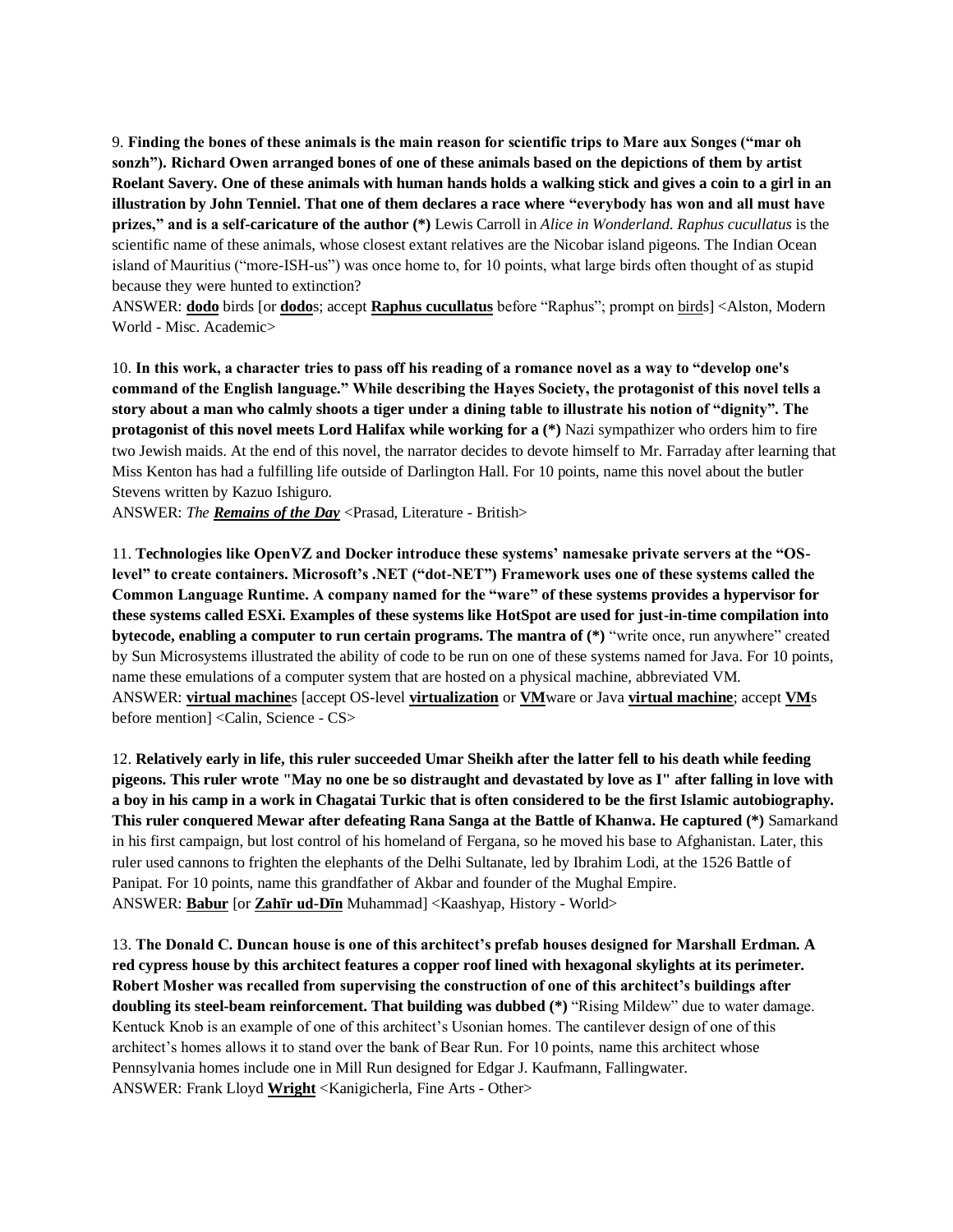9. **Finding the bones of these animals is the main reason for scientific trips to Mare aux Songes ("mar oh sonzh"). Richard Owen arranged bones of one of these animals based on the depictions of them by artist Roelant Savery. One of these animals with human hands holds a walking stick and gives a coin to a girl in an illustration by John Tenniel. That one of them declares a race where "everybody has won and all must have prizes," and is a self-caricature of the author (\*)** Lewis Carroll in *Alice in Wonderland. Raphus cucullatus* is the scientific name of these animals, whose closest extant relatives are the Nicobar island pigeons. The Indian Ocean island of Mauritius ("more-ISH-us") was once home to, for 10 points, what large birds often thought of as stupid because they were hunted to extinction?
ANSWER: **dodo** birds [or **dodo**s; accept **Raphus cucullatus** before "Raphus"; prompt on birds] <Alston, Modern World - Misc. Academic>

10. **In this work, a character tries to pass off his reading of a romance novel as a way to "develop one's command of the English language." While describing the Hayes Society, the protagonist of this novel tells a story about a man who calmly shoots a tiger under a dining table to illustrate his notion of "dignity". The protagonist of this novel meets Lord Halifax while working for a (\*)** Nazi sympathizer who orders him to fire two Jewish maids. At the end of this novel, the narrator decides to devote himself to Mr. Farraday after learning that Miss Kenton has had a fulfilling life outside of Darlington Hall. For 10 points, name this novel about the butler Stevens written by Kazuo Ishiguro.
ANSWER: *The **Remains of the Day*** <Prasad, Literature - British>

11. **Technologies like OpenVZ and Docker introduce these systems' namesake private servers at the "OS-level" to create containers. Microsoft's .NET ("dot-NET") Framework uses one of these systems called the Common Language Runtime. A company named for the "ware" of these systems provides a hypervisor for these systems called ESXi. Examples of these systems like HotSpot are used for just-in-time compilation into bytecode, enabling a computer to run certain programs. The mantra of (\*)** "write once, run anywhere" created by Sun Microsystems illustrated the ability of code to be run on one of these systems named for Java. For 10 points, name these emulations of a computer system that are hosted on a physical machine, abbreviated VM.
ANSWER: **virtual machine**s [accept OS-level **virtualization** or **VM**ware or Java **virtual machine**; accept **VM**s before mention] <Calin, Science - CS>

12. **Relatively early in life, this ruler succeeded Umar Sheikh after the latter fell to his death while feeding pigeons. This ruler wrote "May no one be so distraught and devastated by love as I" after falling in love with a boy in his camp in a work in Chagatai Turkic that is often considered to be the first Islamic autobiography. This ruler conquered Mewar after defeating Rana Sanga at the Battle of Khanwa. He captured (\*)** Samarkand in his first campaign, but lost control of his homeland of Fergana, so he moved his base to Afghanistan. Later, this ruler used cannons to frighten the elephants of the Delhi Sultanate, led by Ibrahim Lodi, at the 1526 Battle of Panipat. For 10 points, name this grandfather of Akbar and founder of the Mughal Empire.
ANSWER: **Babur** [or **Zahīr ud-Dīn** Muhammad] <Kaashyap, History - World>

13. **The Donald C. Duncan house is one of this architect's prefab houses designed for Marshall Erdman. A red cypress house by this architect features a copper roof lined with hexagonal skylights at its perimeter. Robert Mosher was recalled from supervising the construction of one of this architect's buildings after doubling its steel-beam reinforcement. That building was dubbed (\*)** "Rising Mildew" due to water damage. Kentuck Knob is an example of one of this architect's Usonian homes. The cantilever design of one of this architect's homes allows it to stand over the bank of Bear Run. For 10 points, name this architect whose Pennsylvania homes include one in Mill Run designed for Edgar J. Kaufmann, Fallingwater.
ANSWER: Frank Lloyd **Wright** <Kanigicherla, Fine Arts - Other>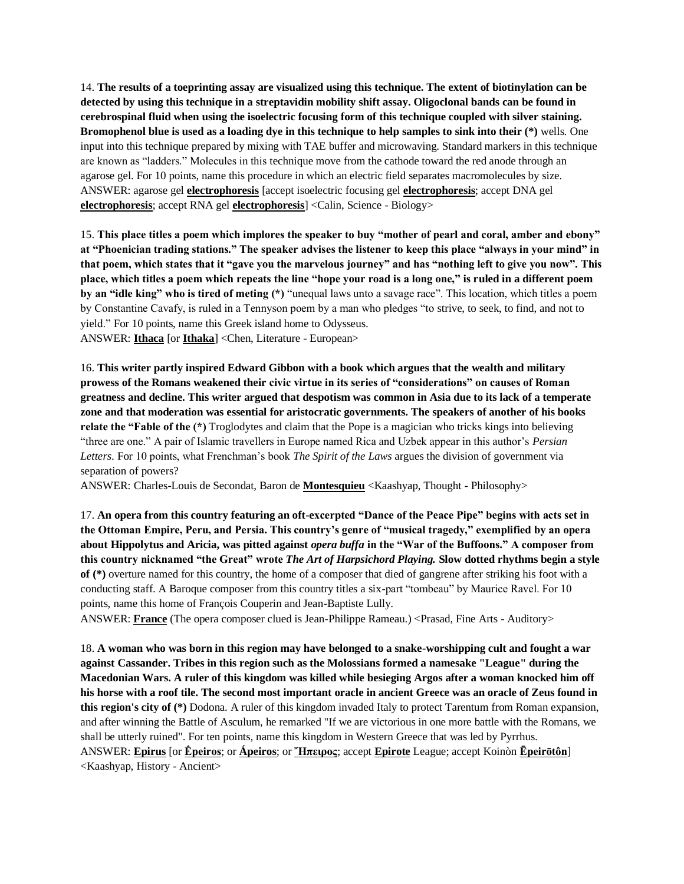14. **The results of a toeprinting assay are visualized using this technique. The extent of biotinylation can be detected by using this technique in a streptavidin mobility shift assay. Oligoclonal bands can be found in cerebrospinal fluid when using the isoelectric focusing form of this technique coupled with silver staining. Bromophenol blue is used as a loading dye in this technique to help samples to sink into their (*)** wells. One input into this technique prepared by mixing with TAE buffer and microwaving. Standard markers in this technique are known as "ladders." Molecules in this technique move from the cathode toward the red anode through an agarose gel. For 10 points, name this procedure in which an electric field separates macromolecules by size.
ANSWER: agarose gel **electrophoresis** [accept isoelectric focusing gel **electrophoresis**; accept DNA gel **electrophoresis**; accept RNA gel **electrophoresis**] <Calin, Science - Biology>

15. **This place titles a poem which implores the speaker to buy "mother of pearl and coral, amber and ebony" at "Phoenician trading stations." The speaker advises the listener to keep this place "always in your mind" in that poem, which states that it "gave you the marvelous journey" and has "nothing left to give you now". This place, which titles a poem which repeats the line "hope your road is a long one," is ruled in a different poem by an "idle king" who is tired of meting (*)** "unequal laws unto a savage race". This location, which titles a poem by Constantine Cavafy, is ruled in a Tennyson poem by a man who pledges "to strive, to seek, to find, and not to yield." For 10 points, name this Greek island home to Odysseus.
ANSWER: **Ithaca** [or **Ithaka**] <Chen, Literature - European>

16. **This writer partly inspired Edward Gibbon with a book which argues that the wealth and military prowess of the Romans weakened their civic virtue in its series of "considerations" on causes of Roman greatness and decline. This writer argued that despotism was common in Asia due to its lack of a temperate zone and that moderation was essential for aristocratic governments. The speakers of another of his books relate the "Fable of the (*)** Troglodytes and claim that the Pope is a magician who tricks kings into believing "three are one." A pair of Islamic travellers in Europe named Rica and Uzbek appear in this author's *Persian Letters*. For 10 points, what Frenchman's book *The Spirit of the Laws* argues the division of government via separation of powers?
ANSWER: Charles-Louis de Secondat, Baron de **Montesquieu** <Kaashyap, Thought - Philosophy>

17. **An opera from this country featuring an oft-excerpted "Dance of the Peace Pipe" begins with acts set in the Ottoman Empire, Peru, and Persia. This country's genre of "musical tragedy," exemplified by an opera about Hippolytus and Aricia, was pitted against *opera buffa* in the "War of the Buffoons." A composer from this country nicknamed "the Great" wrote *The Art of Harpsichord Playing.* Slow dotted rhythms begin a style of (*)** overture named for this country, the home of a composer that died of gangrene after striking his foot with a conducting staff. A Baroque composer from this country titles a six-part "tombeau" by Maurice Ravel. For 10 points, name this home of François Couperin and Jean-Baptiste Lully.
ANSWER: **France** (The opera composer clued is Jean-Philippe Rameau.) <Prasad, Fine Arts - Auditory>

18. **A woman who was born in this region may have belonged to a snake-worshipping cult and fought a war against Cassander. Tribes in this region such as the Molossians formed a namesake "League" during the Macedonian Wars. A ruler of this kingdom was killed while besieging Argos after a woman knocked him off his horse with a roof tile. The second most important oracle in ancient Greece was an oracle of Zeus found in this region's city of (*)** Dodona. A ruler of this kingdom invaded Italy to protect Tarentum from Roman expansion, and after winning the Battle of Asculum, he remarked "If we are victorious in one more battle with the Romans, we shall be utterly ruined". For ten points, name this kingdom in Western Greece that was led by Pyrrhus.
ANSWER: **Epirus** [or **Épeiros**; or **Ápeiros**; or **Ἤπειρος**; accept **Epirote** League; accept Koinòn **Ēpeirōtôn**] <Kaashyap, History - Ancient>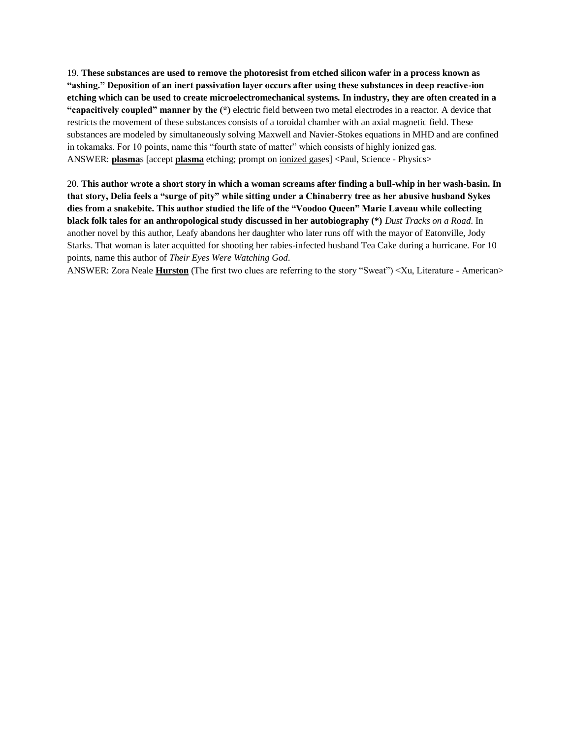19. **These substances are used to remove the photoresist from etched silicon wafer in a process known as "ashing." Deposition of an inert passivation layer occurs after using these substances in deep reactive-ion etching which can be used to create microelectromechanical systems. In industry, they are often created in a "capacitively coupled" manner by the (*)** electric field between two metal electrodes in a reactor. A device that restricts the movement of these substances consists of a toroidal chamber with an axial magnetic field. These substances are modeled by simultaneously solving Maxwell and Navier-Stokes equations in MHD and are confined in tokamaks. For 10 points, name this "fourth state of matter" which consists of highly ionized gas.
ANSWER: **plasma**s [accept **plasma** etching; prompt on ionized gases] <Paul, Science - Physics>

20. **This author wrote a short story in which a woman screams after finding a bull-whip in her wash-basin. In that story, Delia feels a "surge of pity" while sitting under a Chinaberry tree as her abusive husband Sykes dies from a snakebite. This author studied the life of the "Voodoo Queen" Marie Laveau while collecting black folk tales for an anthropological study discussed in her autobiography (*)** *Dust Tracks on a Road.* In another novel by this author, Leafy abandons her daughter who later runs off with the mayor of Eatonville, Jody Starks. That woman is later acquitted for shooting her rabies-infected husband Tea Cake during a hurricane. For 10 points, name this author of *Their Eyes Were Watching God*.
ANSWER: Zora Neale **Hurston** (The first two clues are referring to the story "Sweat") <Xu, Literature - American>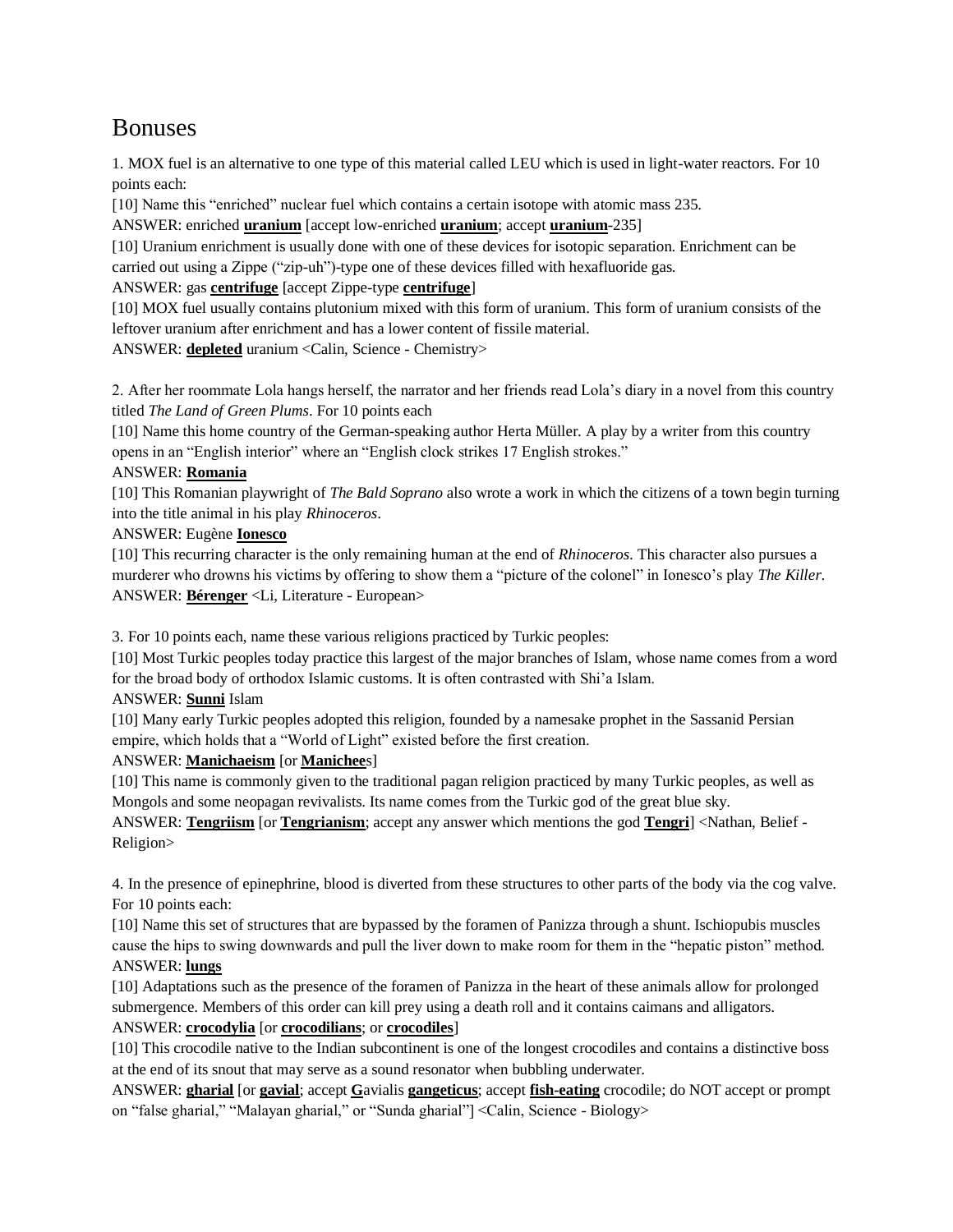# Bonuses

1. MOX fuel is an alternative to one type of this material called LEU which is used in light-water reactors. For 10 points each:

[10] Name this "enriched" nuclear fuel which contains a certain isotope with atomic mass 235.

ANSWER: enriched **uranium** [accept low-enriched **uranium**; accept **uranium**-235]

[10] Uranium enrichment is usually done with one of these devices for isotopic separation. Enrichment can be carried out using a Zippe ("zip-uh")-type one of these devices filled with hexafluoride gas.

ANSWER: gas **centrifuge** [accept Zippe-type **centrifuge**]

[10] MOX fuel usually contains plutonium mixed with this form of uranium. This form of uranium consists of the leftover uranium after enrichment and has a lower content of fissile material.

ANSWER: **depleted** uranium <Calin, Science - Chemistry>

2. After her roommate Lola hangs herself, the narrator and her friends read Lola's diary in a novel from this country titled *The Land of Green Plums*. For 10 points each

[10] Name this home country of the German-speaking author Herta Müller. A play by a writer from this country opens in an "English interior" where an "English clock strikes 17 English strokes."

ANSWER: **Romania**

[10] This Romanian playwright of *The Bald Soprano* also wrote a work in which the citizens of a town begin turning into the title animal in his play *Rhinoceros*.

ANSWER: Eugène **Ionesco**

[10] This recurring character is the only remaining human at the end of *Rhinoceros*. This character also pursues a murderer who drowns his victims by offering to show them a "picture of the colonel" in Ionesco's play *The Killer*.

ANSWER: **Bérenger** <Li, Literature - European>

3. For 10 points each, name these various religions practiced by Turkic peoples:

[10] Most Turkic peoples today practice this largest of the major branches of Islam, whose name comes from a word for the broad body of orthodox Islamic customs. It is often contrasted with Shi'a Islam.

ANSWER: **Sunni** Islam

[10] Many early Turkic peoples adopted this religion, founded by a namesake prophet in the Sassanid Persian empire, which holds that a "World of Light" existed before the first creation.

ANSWER: **Manichaeism** [or **Manichee**s]

[10] This name is commonly given to the traditional pagan religion practiced by many Turkic peoples, as well as Mongols and some neopagan revivalists. Its name comes from the Turkic god of the great blue sky.

ANSWER: **Tengriism** [or **Tengrianism**; accept any answer which mentions the god **Tengri**] <Nathan, Belief - Religion>

4. In the presence of epinephrine, blood is diverted from these structures to other parts of the body via the cog valve. For 10 points each:

[10] Name this set of structures that are bypassed by the foramen of Panizza through a shunt. Ischiopubis muscles cause the hips to swing downwards and pull the liver down to make room for them in the "hepatic piston" method.

ANSWER: **lungs**

[10] Adaptations such as the presence of the foramen of Panizza in the heart of these animals allow for prolonged submergence. Members of this order can kill prey using a death roll and it contains caimans and alligators.

ANSWER: **crocodylia** [or **crocodilians**; or **crocodiles**]

[10] This crocodile native to the Indian subcontinent is one of the longest crocodiles and contains a distinctive boss at the end of its snout that may serve as a sound resonator when bubbling underwater.

ANSWER: **gharial** [or **gavial**; accept **G**avialis **gangeticus**; accept **fish-eating** crocodile; do NOT accept or prompt on "false gharial," "Malayan gharial," or "Sunda gharial"] <Calin, Science - Biology>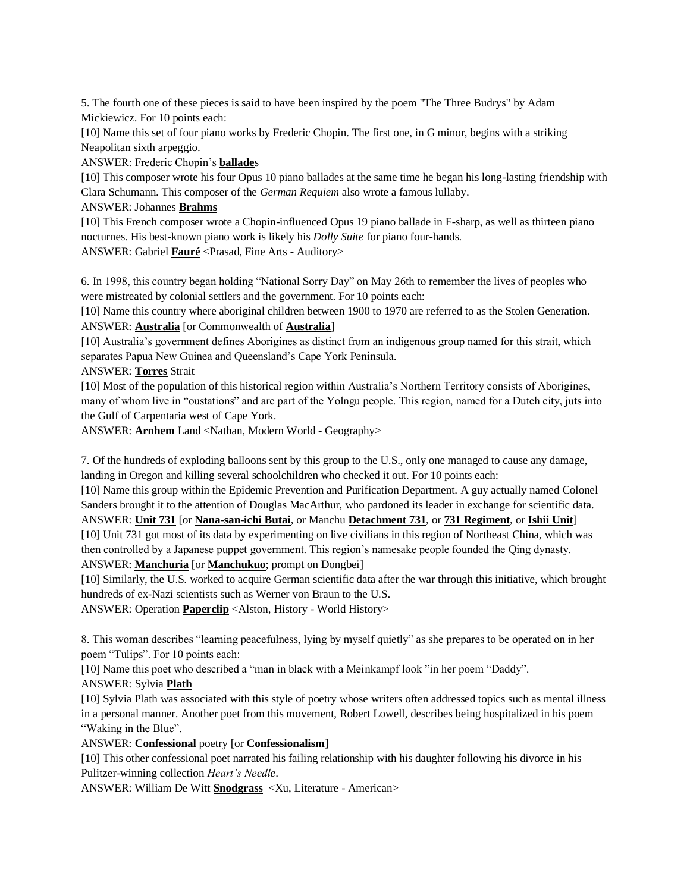5. The fourth one of these pieces is said to have been inspired by the poem "The Three Budrys" by Adam Mickiewicz. For 10 points each:

[10] Name this set of four piano works by Frederic Chopin. The first one, in G minor, begins with a striking Neapolitan sixth arpeggio.

ANSWER: Frederic Chopin's **ballade**s

[10] This composer wrote his four Opus 10 piano ballades at the same time he began his long-lasting friendship with Clara Schumann. This composer of the *German Requiem* also wrote a famous lullaby.

ANSWER: Johannes **Brahms**

[10] This French composer wrote a Chopin-influenced Opus 19 piano ballade in F-sharp, as well as thirteen piano nocturnes. His best-known piano work is likely his *Dolly Suite* for piano four-hands.

ANSWER: Gabriel **Fauré** <Prasad, Fine Arts - Auditory>

6. In 1998, this country began holding "National Sorry Day" on May 26th to remember the lives of peoples who were mistreated by colonial settlers and the government. For 10 points each:

[10] Name this country where aboriginal children between 1900 to 1970 are referred to as the Stolen Generation.

ANSWER: **Australia** [or Commonwealth of **Australia**]

[10] Australia's government defines Aborigines as distinct from an indigenous group named for this strait, which separates Papua New Guinea and Queensland's Cape York Peninsula.

ANSWER: **Torres** Strait

[10] Most of the population of this historical region within Australia's Northern Territory consists of Aborigines, many of whom live in "oustations" and are part of the Yolngu people. This region, named for a Dutch city, juts into the Gulf of Carpentaria west of Cape York.

ANSWER: **Arnhem** Land <Nathan, Modern World - Geography>

7. Of the hundreds of exploding balloons sent by this group to the U.S., only one managed to cause any damage, landing in Oregon and killing several schoolchildren who checked it out. For 10 points each:

[10] Name this group within the Epidemic Prevention and Purification Department. A guy actually named Colonel Sanders brought it to the attention of Douglas MacArthur, who pardoned its leader in exchange for scientific data.

ANSWER: **Unit 731** [or **Nana-san-ichi Butai**, or Manchu **Detachment 731**, or **731 Regiment**, or **Ishii Unit**]

[10] Unit 731 got most of its data by experimenting on live civilians in this region of Northeast China, which was then controlled by a Japanese puppet government. This region's namesake people founded the Qing dynasty.

ANSWER: **Manchuria** [or **Manchukuo**; prompt on Dongbei]

[10] Similarly, the U.S. worked to acquire German scientific data after the war through this initiative, which brought hundreds of ex-Nazi scientists such as Werner von Braun to the U.S.

ANSWER: Operation **Paperclip** <Alston, History - World History>

8. This woman describes "learning peacefulness, lying by myself quietly" as she prepares to be operated on in her poem "Tulips". For 10 points each:

[10] Name this poet who described a "man in black with a Meinkampf look "in her poem "Daddy".

ANSWER: Sylvia **Plath**

[10] Sylvia Plath was associated with this style of poetry whose writers often addressed topics such as mental illness in a personal manner. Another poet from this movement, Robert Lowell, describes being hospitalized in his poem "Waking in the Blue".

ANSWER: **Confessional** poetry [or **Confessionalism**]

[10] This other confessional poet narrated his failing relationship with his daughter following his divorce in his Pulitzer-winning collection *Heart's Needle*.

ANSWER: William De Witt **Snodgrass** <Xu, Literature - American>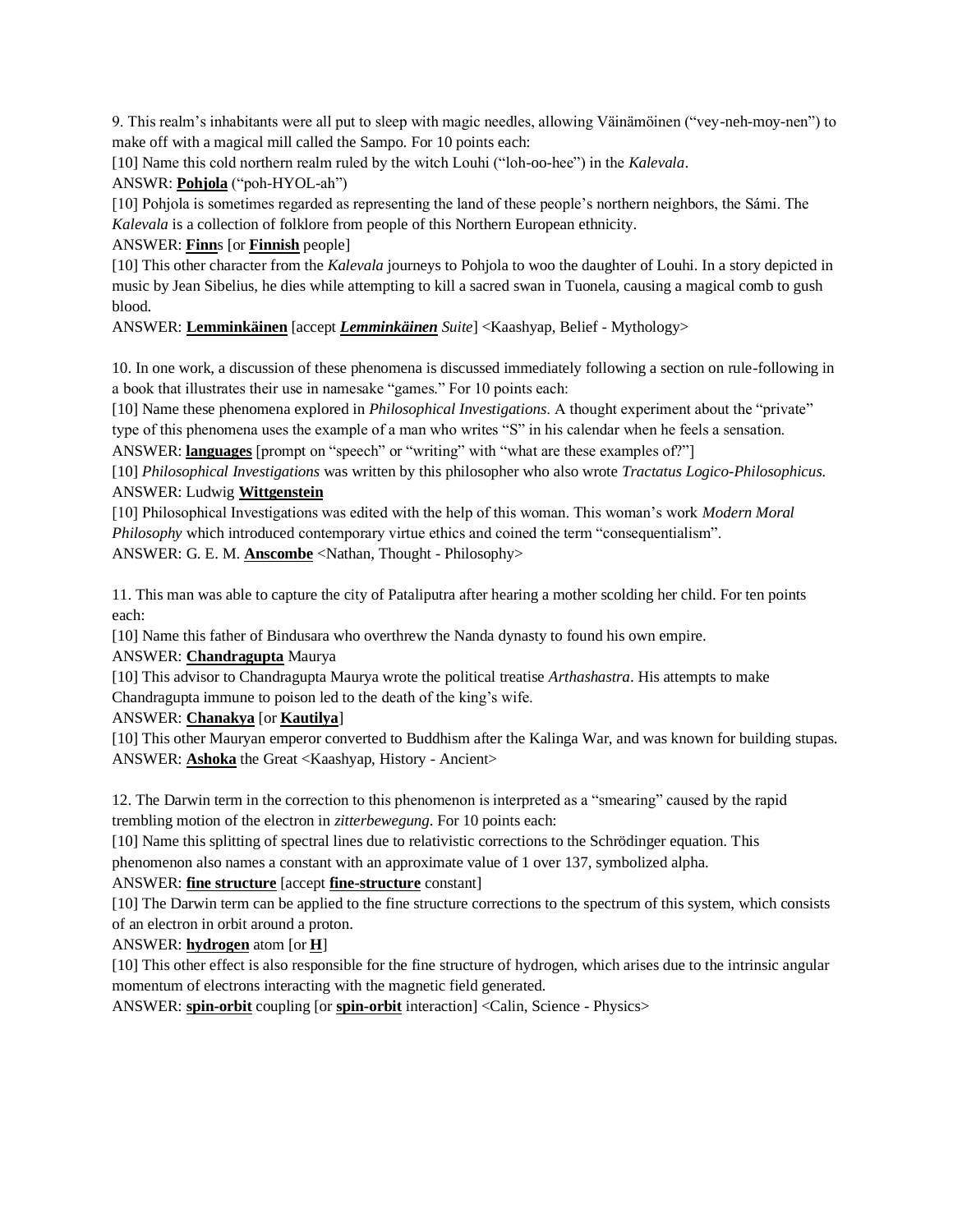9. This realm's inhabitants were all put to sleep with magic needles, allowing Väinämöinen ("vey-neh-moy-nen") to make off with a magical mill called the Sampo. For 10 points each:

[10] Name this cold northern realm ruled by the witch Louhi ("loh-oo-hee") in the *Kalevala*.

ANSWR: **Pohjola** ("poh-HYOL-ah")

[10] Pohjola is sometimes regarded as representing the land of these people's northern neighbors, the Sámi. The *Kalevala* is a collection of folklore from people of this Northern European ethnicity.

ANSWER: **Finn**s [or **Finnish** people]

[10] This other character from the *Kalevala* journeys to Pohjola to woo the daughter of Louhi. In a story depicted in music by Jean Sibelius, he dies while attempting to kill a sacred swan in Tuonela, causing a magical comb to gush blood.

ANSWER: **Lemminkäinen** [accept ***Lemminkäinen*** *Suite*] <Kaashyap, Belief - Mythology>

10. In one work, a discussion of these phenomena is discussed immediately following a section on rule-following in a book that illustrates their use in namesake "games." For 10 points each:

[10] Name these phenomena explored in *Philosophical Investigations*. A thought experiment about the "private" type of this phenomena uses the example of a man who writes "S" in his calendar when he feels a sensation.

ANSWER: **languages** [prompt on "speech" or "writing" with "what are these examples of?"]

[10] *Philosophical Investigations* was written by this philosopher who also wrote *Tractatus Logico-Philosophicus.*

ANSWER: Ludwig **Wittgenstein**

[10] Philosophical Investigations was edited with the help of this woman. This woman's work *Modern Moral Philosophy* which introduced contemporary virtue ethics and coined the term "consequentialism".

ANSWER: G. E. M. **Anscombe** <Nathan, Thought - Philosophy>

11. This man was able to capture the city of Pataliputra after hearing a mother scolding her child. For ten points each:

[10] Name this father of Bindusara who overthrew the Nanda dynasty to found his own empire.

ANSWER: **Chandragupta** Maurya

[10] This advisor to Chandragupta Maurya wrote the political treatise *Arthashastra*. His attempts to make Chandragupta immune to poison led to the death of the king's wife.

ANSWER: **Chanakya** [or **Kautilya**]

[10] This other Mauryan emperor converted to Buddhism after the Kalinga War, and was known for building stupas.

ANSWER: **Ashoka** the Great <Kaashyap, History - Ancient>

12. The Darwin term in the correction to this phenomenon is interpreted as a "smearing" caused by the rapid trembling motion of the electron in *zitterbewegung*. For 10 points each:

[10] Name this splitting of spectral lines due to relativistic corrections to the Schrödinger equation. This phenomenon also names a constant with an approximate value of 1 over 137, symbolized alpha.

ANSWER: **fine structure** [accept **fine-structure** constant]

[10] The Darwin term can be applied to the fine structure corrections to the spectrum of this system, which consists of an electron in orbit around a proton.

ANSWER: **hydrogen** atom [or **H**]

[10] This other effect is also responsible for the fine structure of hydrogen, which arises due to the intrinsic angular momentum of electrons interacting with the magnetic field generated.

ANSWER: **spin-orbit** coupling [or **spin-orbit** interaction] <Calin, Science - Physics>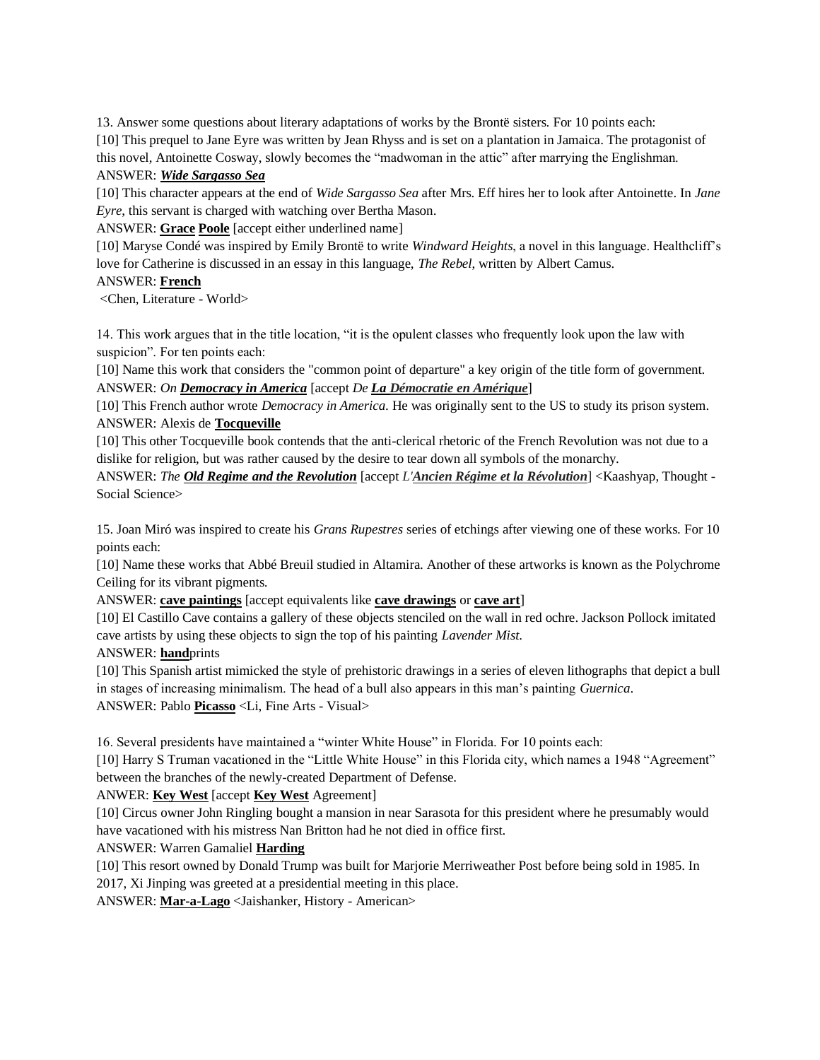13. Answer some questions about literary adaptations of works by the Brontë sisters. For 10 points each:

[10] This prequel to Jane Eyre was written by Jean Rhyss and is set on a plantation in Jamaica. The protagonist of this novel, Antoinette Cosway, slowly becomes the "madwoman in the attic" after marrying the Englishman.

ANSWER: ***Wide Sargasso Sea***

[10] This character appears at the end of *Wide Sargasso Sea* after Mrs. Eff hires her to look after Antoinette. In *Jane Eyre*, this servant is charged with watching over Bertha Mason.

ANSWER: **Grace** **Poole** [accept either underlined name]

[10] Maryse Condé was inspired by Emily Brontë to write *Windward Heights*, a novel in this language. Healthcliff's love for Catherine is discussed in an essay in this language, *The Rebel*, written by Albert Camus.

ANSWER: **French**

<Chen, Literature - World>

14. This work argues that in the title location, "it is the opulent classes who frequently look upon the law with suspicion". For ten points each:

[10] Name this work that considers the "common point of departure" a key origin of the title form of government.

ANSWER: *On* ***Democracy in America*** [accept *De* ***La Démocratie en Amérique***]

[10] This French author wrote *Democracy in America*. He was originally sent to the US to study its prison system.

ANSWER: Alexis de **Tocqueville**

[10] This other Tocqueville book contends that the anti-clerical rhetoric of the French Revolution was not due to a dislike for religion, but was rather caused by the desire to tear down all symbols of the monarchy.

ANSWER: *The* ***Old Regime and the Revolution*** [accept *L'****Ancien Régime et la Révolution***] <Kaashyap, Thought - Social Science>

15. Joan Miró was inspired to create his *Grans Rupestres* series of etchings after viewing one of these works. For 10 points each:

[10] Name these works that Abbé Breuil studied in Altamira. Another of these artworks is known as the Polychrome Ceiling for its vibrant pigments.

ANSWER: **cave paintings** [accept equivalents like **cave drawings** or **cave art**]

[10] El Castillo Cave contains a gallery of these objects stenciled on the wall in red ochre. Jackson Pollock imitated cave artists by using these objects to sign the top of his painting *Lavender Mist*.

ANSWER: **hand**prints

[10] This Spanish artist mimicked the style of prehistoric drawings in a series of eleven lithographs that depict a bull in stages of increasing minimalism. The head of a bull also appears in this man's painting *Guernica*.

ANSWER: Pablo **Picasso** <Li, Fine Arts - Visual>

16. Several presidents have maintained a "winter White House" in Florida. For 10 points each:

[10] Harry S Truman vacationed in the "Little White House" in this Florida city, which names a 1948 "Agreement" between the branches of the newly-created Department of Defense.

ANWER: **Key West** [accept **Key West** Agreement]

[10] Circus owner John Ringling bought a mansion in near Sarasota for this president where he presumably would have vacationed with his mistress Nan Britton had he not died in office first.

ANSWER: Warren Gamaliel **Harding**

[10] This resort owned by Donald Trump was built for Marjorie Merriweather Post before being sold in 1985. In 2017, Xi Jinping was greeted at a presidential meeting in this place.

ANSWER: **Mar-a-Lago** <Jaishanker, History - American>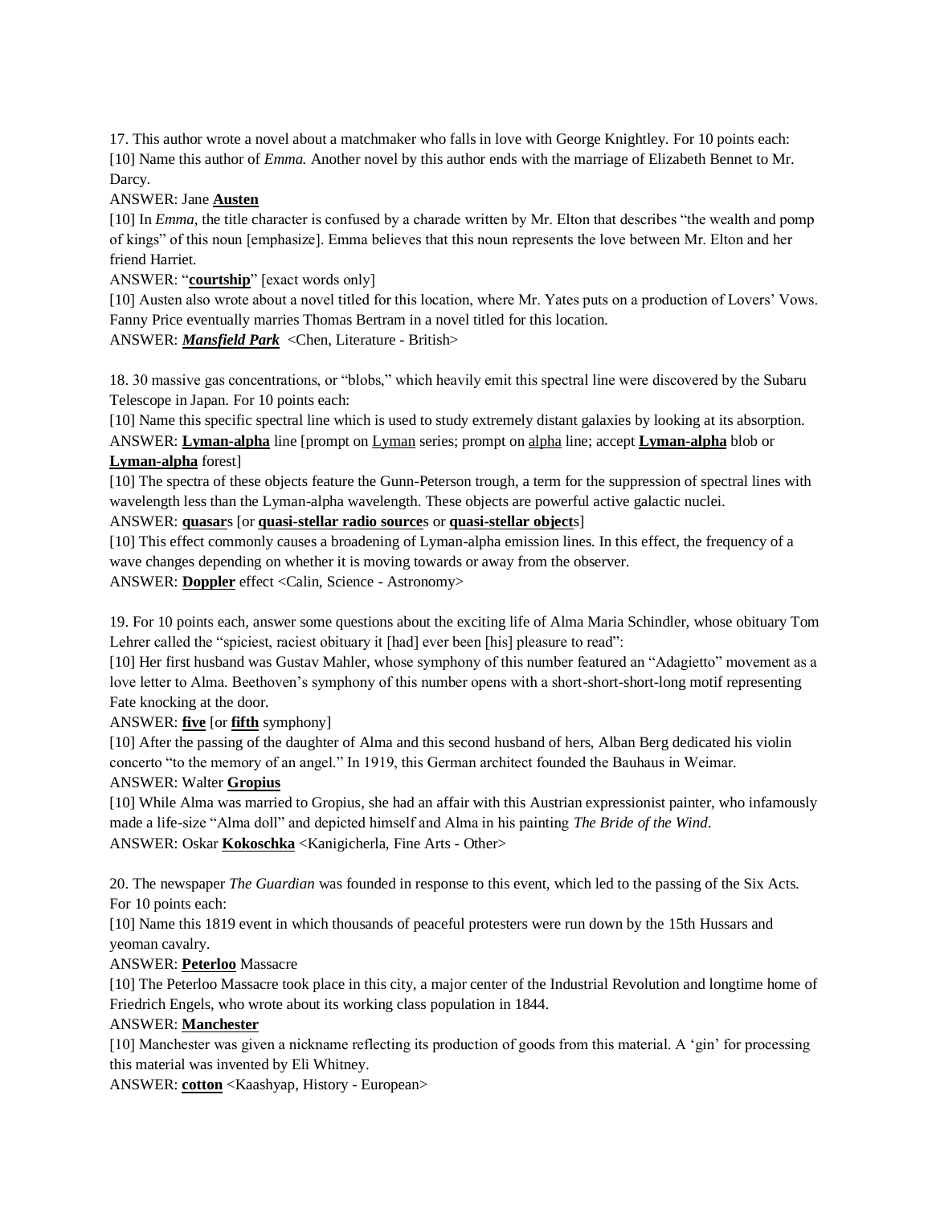17. This author wrote a novel about a matchmaker who falls in love with George Knightley. For 10 points each:

[10] Name this author of *Emma.* Another novel by this author ends with the marriage of Elizabeth Bennet to Mr. Darcy.

ANSWER: Jane **Austen**

[10] In *Emma,* the title character is confused by a charade written by Mr. Elton that describes "the wealth and pomp of kings" of this noun [emphasize]. Emma believes that this noun represents the love between Mr. Elton and her friend Harriet.

ANSWER: "**courtship**" [exact words only]

[10] Austen also wrote about a novel titled for this location, where Mr. Yates puts on a production of Lovers' Vows. Fanny Price eventually marries Thomas Bertram in a novel titled for this location.

ANSWER: ***Mansfield Park*** <Chen, Literature - British>

18. 30 massive gas concentrations, or "blobs," which heavily emit this spectral line were discovered by the Subaru Telescope in Japan. For 10 points each:

[10] Name this specific spectral line which is used to study extremely distant galaxies by looking at its absorption.

ANSWER: **Lyman-alpha** line [prompt on Lyman series; prompt on alpha line; accept **Lyman-alpha** blob or **Lyman-alpha** forest]

[10] The spectra of these objects feature the Gunn-Peterson trough, a term for the suppression of spectral lines with wavelength less than the Lyman-alpha wavelength. These objects are powerful active galactic nuclei.

ANSWER: **quasar**s [or **quasi-stellar radio source**s or **quasi-stellar object**s]

[10] This effect commonly causes a broadening of Lyman-alpha emission lines. In this effect, the frequency of a wave changes depending on whether it is moving towards or away from the observer.

ANSWER: **Doppler** effect <Calin, Science - Astronomy>

19. For 10 points each, answer some questions about the exciting life of Alma Maria Schindler, whose obituary Tom Lehrer called the "spiciest, raciest obituary it [had] ever been [his] pleasure to read":

[10] Her first husband was Gustav Mahler, whose symphony of this number featured an "Adagietto" movement as a love letter to Alma. Beethoven's symphony of this number opens with a short-short-short-long motif representing Fate knocking at the door.

ANSWER: **five** [or **fifth** symphony]

[10] After the passing of the daughter of Alma and this second husband of hers, Alban Berg dedicated his violin concerto "to the memory of an angel." In 1919, this German architect founded the Bauhaus in Weimar.

ANSWER: Walter **Gropius**

[10] While Alma was married to Gropius, she had an affair with this Austrian expressionist painter, who infamously made a life-size "Alma doll" and depicted himself and Alma in his painting *The Bride of the Wind*.

ANSWER: Oskar **Kokoschka** <Kanigicherla, Fine Arts - Other>

20. The newspaper *The Guardian* was founded in response to this event, which led to the passing of the Six Acts. For 10 points each:

[10] Name this 1819 event in which thousands of peaceful protesters were run down by the 15th Hussars and yeoman cavalry.

ANSWER: **Peterloo** Massacre

[10] The Peterloo Massacre took place in this city, a major center of the Industrial Revolution and longtime home of Friedrich Engels, who wrote about its working class population in 1844.

ANSWER: **Manchester**

[10] Manchester was given a nickname reflecting its production of goods from this material. A 'gin' for processing this material was invented by Eli Whitney.

ANSWER: **cotton** <Kaashyap, History - European>